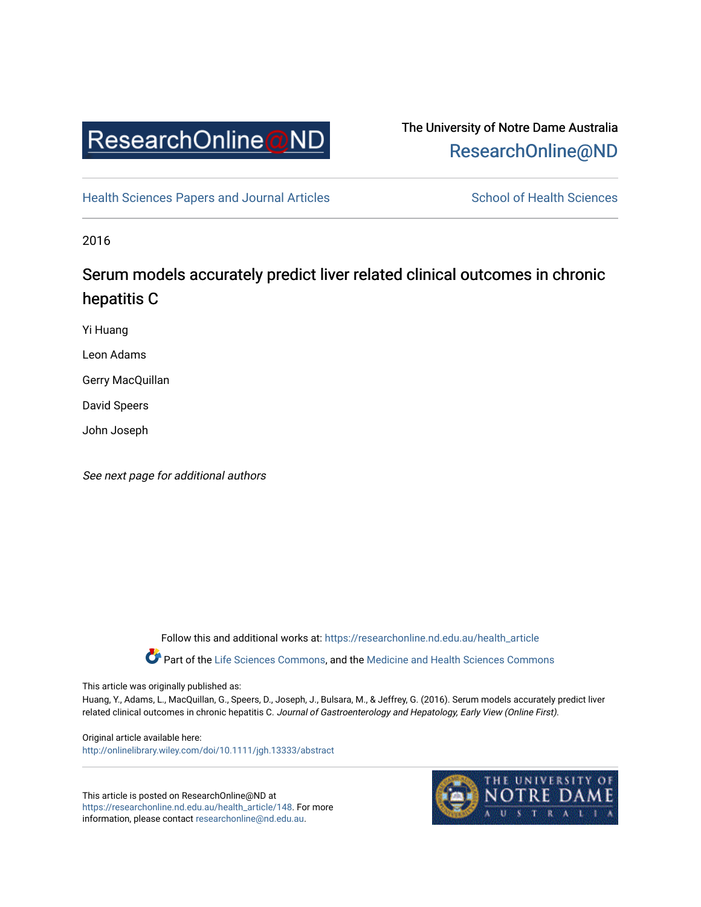The University of Notre Dame Australia
ResearchOnline@ND

Health Sciences Papers and Journal Articles | School of Health Sciences

2016

# Serum models accurately predict liver related clinical outcomes in chronic hepatitis C

Yi Huang

Leon Adams

Gerry MacQuillan

David Speers

John Joseph

*See next page for additional authors*

Follow this and additional works at: https://researchonline.nd.edu.au/health_article

Part of the Life Sciences Commons, and the Medicine and Health Sciences Commons

This article was originally published as:
Huang, Y., Adams, L., MacQuillan, G., Speers, D., Joseph, J., Bulsara, M., & Jeffrey, G. (2016). Serum models accurately predict liver related clinical outcomes in chronic hepatitis C. *Journal of Gastroenterology and Hepatology, Early View (Online First).*

Original article available here:
http://onlinelibrary.wiley.com/doi/10.1111/jgh.13333/abstract

This article is posted on ResearchOnline@ND at https://researchonline.nd.edu.au/health_article/148. For more information, please contact researchonline@nd.edu.au.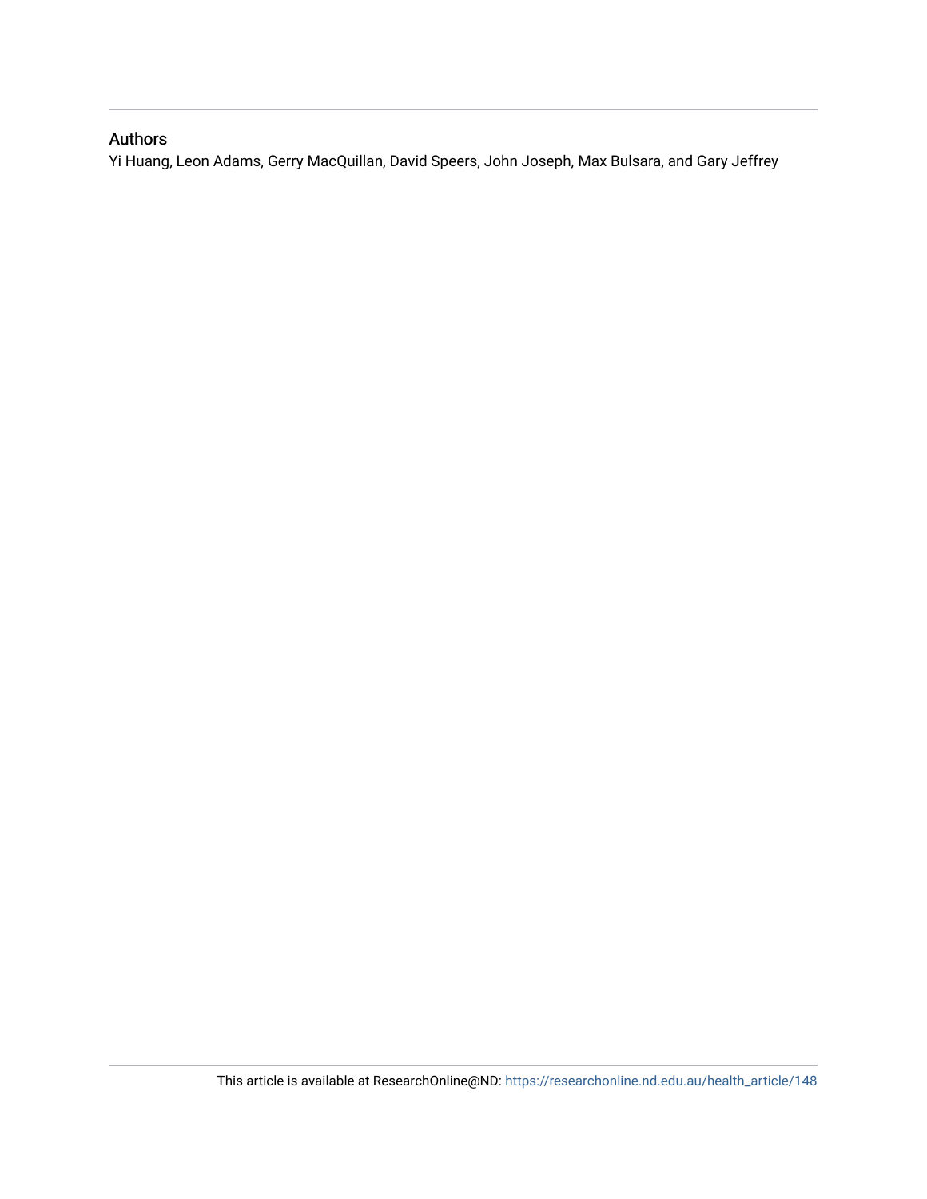## Authors

Yi Huang, Leon Adams, Gerry MacQuillan, David Speers, John Joseph, Max Bulsara, and Gary Jeffrey

This article is available at ResearchOnline@ND: https://researchonline.nd.edu.au/health_article/148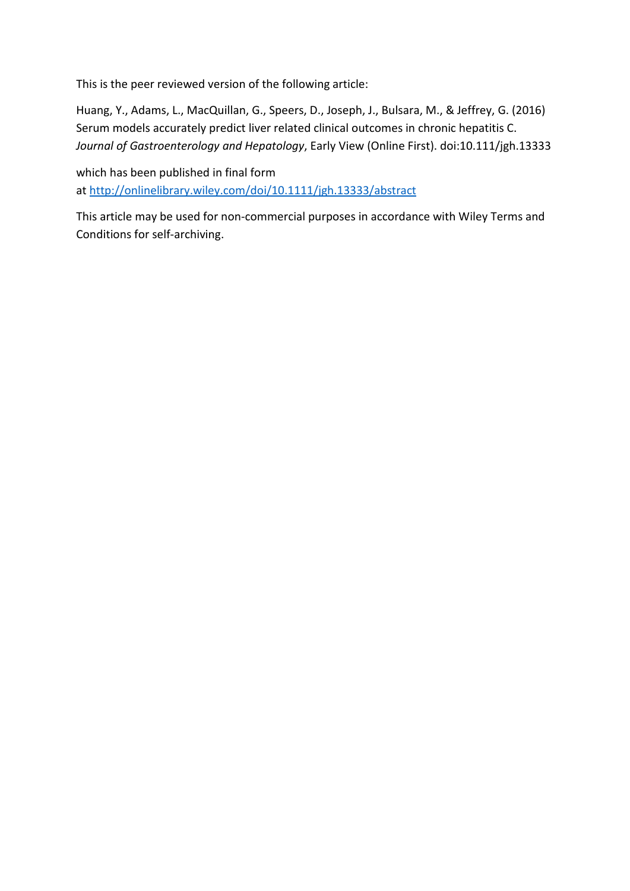This is the peer reviewed version of the following article:

Huang, Y., Adams, L., MacQuillan, G., Speers, D., Joseph, J., Bulsara, M., & Jeffrey, G. (2016) Serum models accurately predict liver related clinical outcomes in chronic hepatitis C. *Journal of Gastroenterology and Hepatology*, Early View (Online First). doi:10.111/jgh.13333

which has been published in final form at [http://onlinelibrary.wiley.com/doi/10.1111/jgh.13333/abstract](http://onlinelibrary.wiley.com/doi/10.1111/jgh.13333/abstract)

This article may be used for non-commercial purposes in accordance with Wiley Terms and Conditions for self-archiving.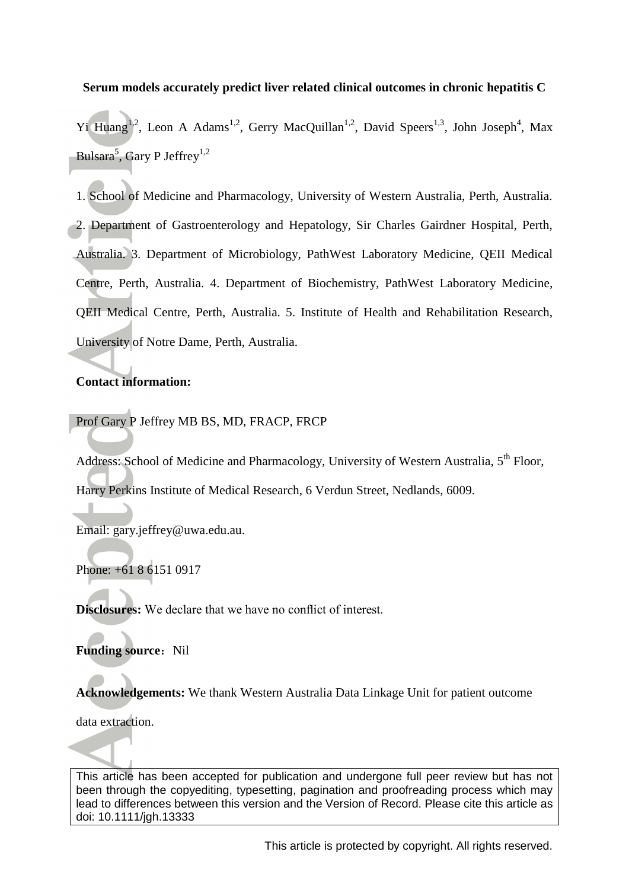**Serum models accurately predict liver related clinical outcomes in chronic hepatitis C**

Yi Huang[1,2], Leon A Adams[1,2], Gerry MacQuillan[1,2], David Speers[1,3], John Joseph[4], Max Bulsara[5], Gary P Jeffrey[1,2]

1. School of Medicine and Pharmacology, University of Western Australia, Perth, Australia. 2. Department of Gastroenterology and Hepatology, Sir Charles Gairdner Hospital, Perth, Australia. 3. Department of Microbiology, PathWest Laboratory Medicine, QEII Medical Centre, Perth, Australia. 4. Department of Biochemistry, PathWest Laboratory Medicine, QEII Medical Centre, Perth, Australia. 5. Institute of Health and Rehabilitation Research, University of Notre Dame, Perth, Australia.

**Contact information:**

Prof Gary P Jeffrey MB BS, MD, FRACP, FRCP

Address: School of Medicine and Pharmacology, University of Western Australia, 5th Floor, Harry Perkins Institute of Medical Research, 6 Verdun Street, Nedlands, 6009.

Email: gary.jeffrey@uwa.edu.au.

Phone: +61 8 6151 0917

**Disclosures:** We declare that we have no conflict of interest.

**Funding source**：Nil

**Acknowledgements:** We thank Western Australia Data Linkage Unit for patient outcome data extraction.

This article has been accepted for publication and undergone full peer review but has not been through the copyediting, typesetting, pagination and proofreading process which may lead to differences between this version and the Version of Record. Please cite this article as doi: 10.1111/jgh.13333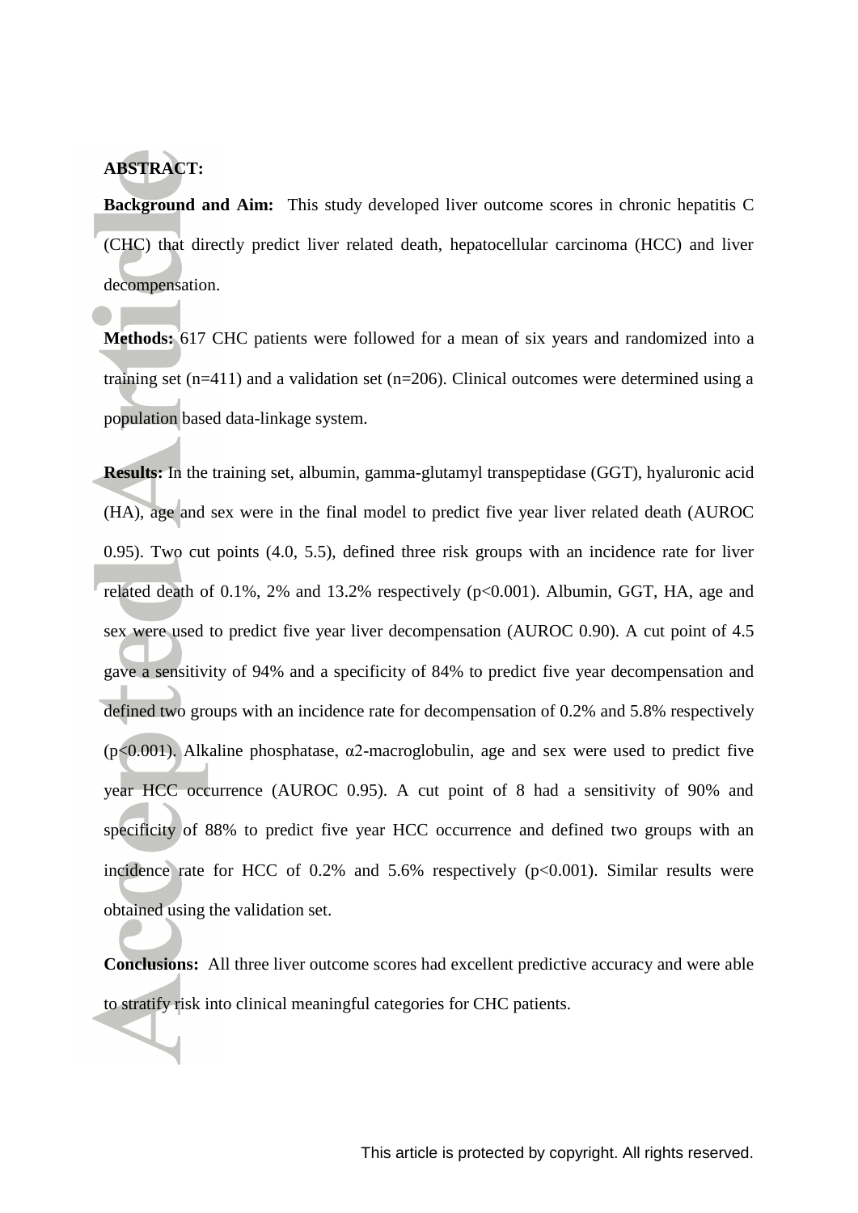**ABSTRACT:**

**Background and Aim:** This study developed liver outcome scores in chronic hepatitis C (CHC) that directly predict liver related death, hepatocellular carcinoma (HCC) and liver decompensation.

**Methods:** 617 CHC patients were followed for a mean of six years and randomized into a training set (n=411) and a validation set (n=206). Clinical outcomes were determined using a population based data-linkage system.

**Results:** In the training set, albumin, gamma-glutamyl transpeptidase (GGT), hyaluronic acid (HA), age and sex were in the final model to predict five year liver related death (AUROC 0.95). Two cut points (4.0, 5.5), defined three risk groups with an incidence rate for liver related death of 0.1%, 2% and 13.2% respectively ($p<0.001$). Albumin, GGT, HA, age and sex were used to predict five year liver decompensation (AUROC 0.90). A cut point of 4.5 gave a sensitivity of 94% and a specificity of 84% to predict five year decompensation and defined two groups with an incidence rate for decompensation of 0.2% and 5.8% respectively ($p<0.001$). Alkaline phosphatase, α2-macroglobulin, age and sex were used to predict five year HCC occurrence (AUROC 0.95). A cut point of 8 had a sensitivity of 90% and specificity of 88% to predict five year HCC occurrence and defined two groups with an incidence rate for HCC of 0.2% and 5.6% respectively ($p<0.001$). Similar results were obtained using the validation set.

**Conclusions:** All three liver outcome scores had excellent predictive accuracy and were able to stratify risk into clinical meaningful categories for CHC patients.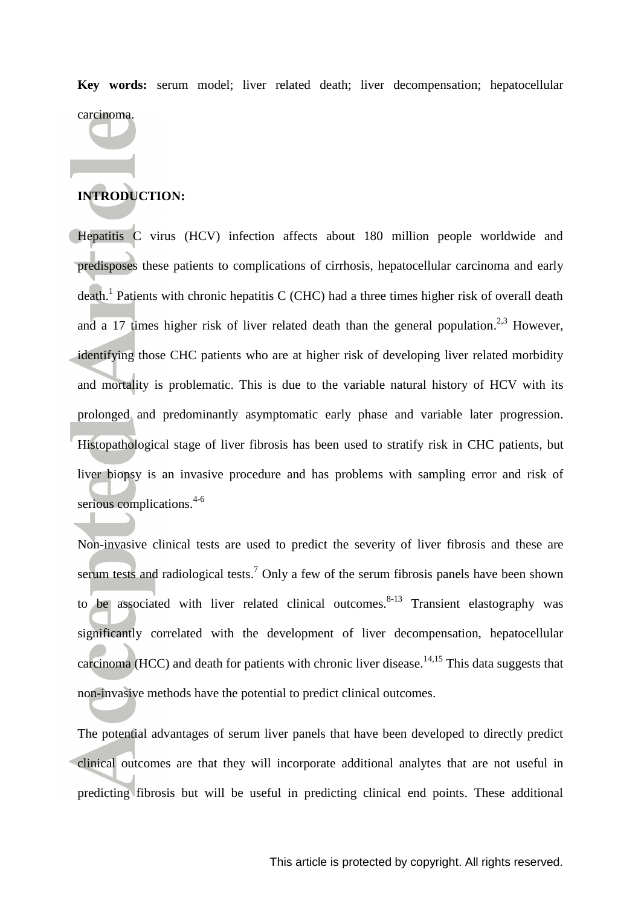**Key words:** serum model; liver related death; liver decompensation; hepatocellular carcinoma.

## INTRODUCTION:

Hepatitis C virus (HCV) infection affects about 180 million people worldwide and predisposes these patients to complications of cirrhosis, hepatocellular carcinoma and early death.[1] Patients with chronic hepatitis C (CHC) had a three times higher risk of overall death and a 17 times higher risk of liver related death than the general population.[2,3] However, identifying those CHC patients who are at higher risk of developing liver related morbidity and mortality is problematic. This is due to the variable natural history of HCV with its prolonged and predominantly asymptomatic early phase and variable later progression. Histopathological stage of liver fibrosis has been used to stratify risk in CHC patients, but liver biopsy is an invasive procedure and has problems with sampling error and risk of serious complications.[4-6]

Non-invasive clinical tests are used to predict the severity of liver fibrosis and these are serum tests and radiological tests.[7] Only a few of the serum fibrosis panels have been shown to be associated with liver related clinical outcomes.[8-13] Transient elastography was significantly correlated with the development of liver decompensation, hepatocellular carcinoma (HCC) and death for patients with chronic liver disease.[14,15] This data suggests that non-invasive methods have the potential to predict clinical outcomes.

The potential advantages of serum liver panels that have been developed to directly predict clinical outcomes are that they will incorporate additional analytes that are not useful in predicting fibrosis but will be useful in predicting clinical end points. These additional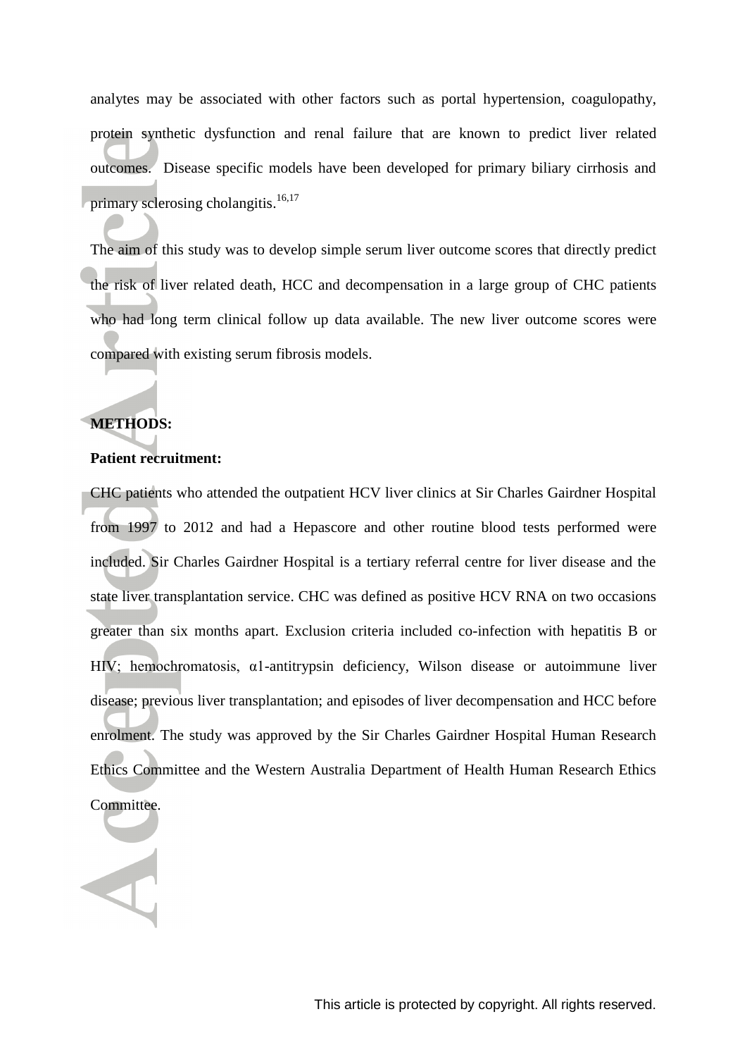analytes may be associated with other factors such as portal hypertension, coagulopathy, protein synthetic dysfunction and renal failure that are known to predict liver related outcomes. Disease specific models have been developed for primary biliary cirrhosis and primary sclerosing cholangitis.[16,17]

The aim of this study was to develop simple serum liver outcome scores that directly predict the risk of liver related death, HCC and decompensation in a large group of CHC patients who had long term clinical follow up data available. The new liver outcome scores were compared with existing serum fibrosis models.

## METHODS:

### Patient recruitment:

CHC patients who attended the outpatient HCV liver clinics at Sir Charles Gairdner Hospital from 1997 to 2012 and had a Hepascore and other routine blood tests performed were included. Sir Charles Gairdner Hospital is a tertiary referral centre for liver disease and the state liver transplantation service. CHC was defined as positive HCV RNA on two occasions greater than six months apart. Exclusion criteria included co-infection with hepatitis B or HIV; hemochromatosis, α1-antitrypsin deficiency, Wilson disease or autoimmune liver disease; previous liver transplantation; and episodes of liver decompensation and HCC before enrolment. The study was approved by the Sir Charles Gairdner Hospital Human Research Ethics Committee and the Western Australia Department of Health Human Research Ethics Committee.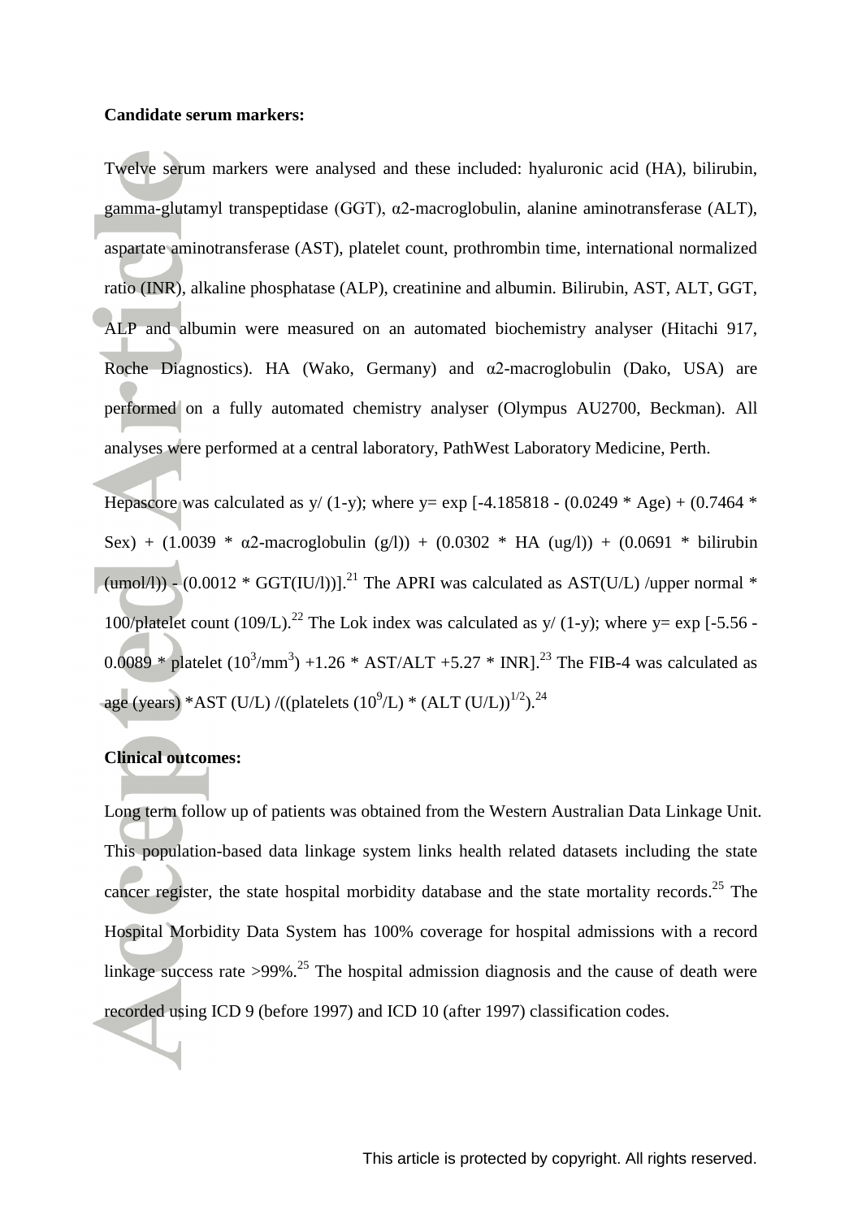**Candidate serum markers:**

Twelve serum markers were analysed and these included: hyaluronic acid (HA), bilirubin, gamma-glutamyl transpeptidase (GGT), α2-macroglobulin, alanine aminotransferase (ALT), aspartate aminotransferase (AST), platelet count, prothrombin time, international normalized ratio (INR), alkaline phosphatase (ALP), creatinine and albumin. Bilirubin, AST, ALT, GGT, ALP and albumin were measured on an automated biochemistry analyser (Hitachi 917, Roche Diagnostics). HA (Wako, Germany) and α2-macroglobulin (Dako, USA) are performed on a fully automated chemistry analyser (Olympus AU2700, Beckman). All analyses were performed at a central laboratory, PathWest Laboratory Medicine, Perth.

Hepascore was calculated as y/ (1-y); where y= exp [-4.185818 - (0.0249 * Age) + (0.7464 * Sex) + (1.0039 * α2-macroglobulin (g/l)) + (0.0302 * HA (ug/l)) + (0.0691 * bilirubin (umol/l)) - (0.0012 * GGT(IU/l))].[21] The APRI was calculated as AST(U/L) /upper normal * 100/platelet count (109/L).[22] The Lok index was calculated as y/ (1-y); where y= exp [-5.56 - 0.0089 * platelet ($10^3$/mm$^3$) +1.26 * AST/ALT +5.27 * INR].[23] The FIB-4 was calculated as age (years) *AST (U/L) /((platelets ($10^9$/L) * (ALT (U/L))$^{1/2}$).[24]

**Clinical outcomes:**

Long term follow up of patients was obtained from the Western Australian Data Linkage Unit. This population-based data linkage system links health related datasets including the state cancer register, the state hospital morbidity database and the state mortality records.[25] The Hospital Morbidity Data System has 100% coverage for hospital admissions with a record linkage success rate >99%.[25] The hospital admission diagnosis and the cause of death were recorded using ICD 9 (before 1997) and ICD 10 (after 1997) classification codes.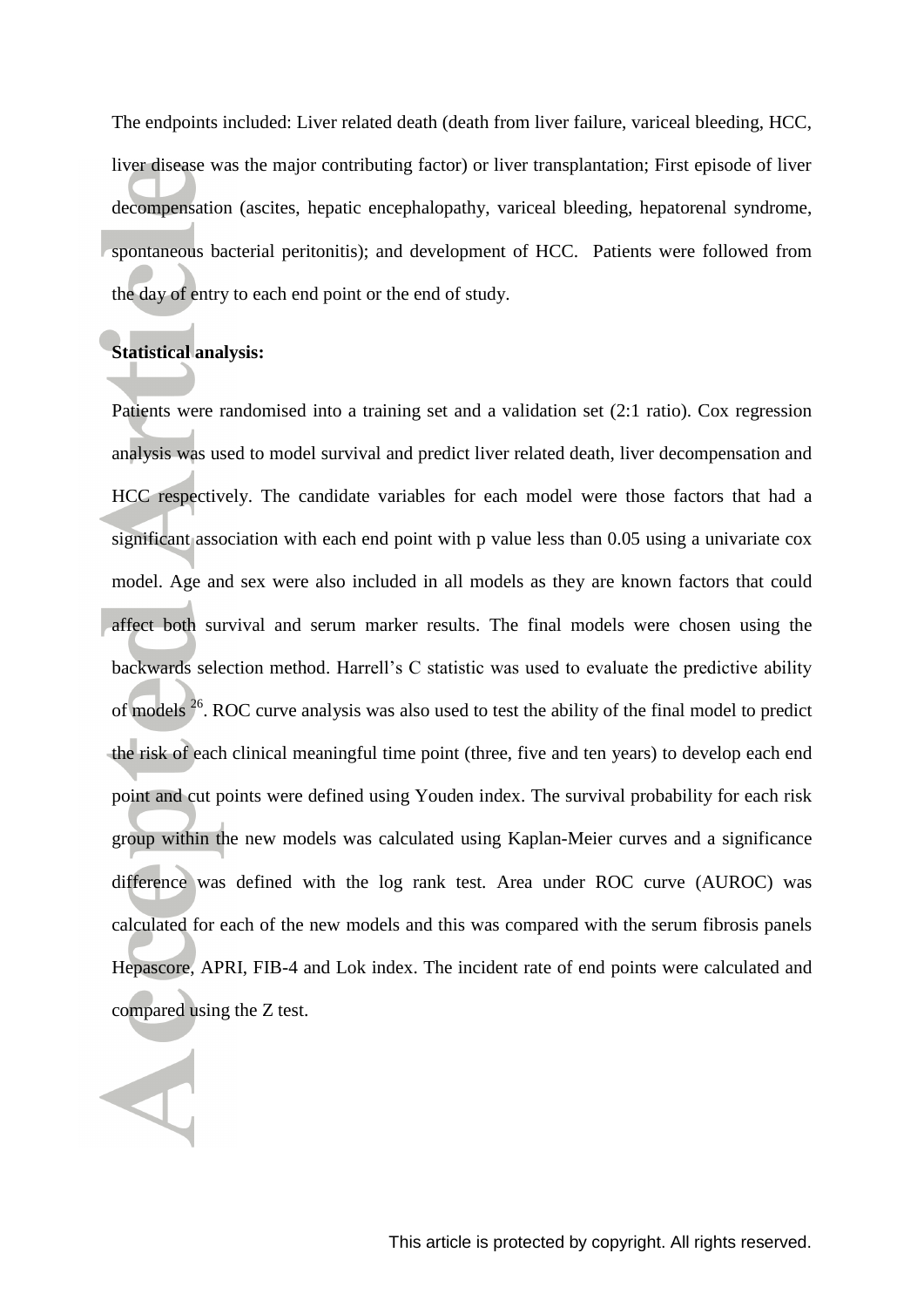The endpoints included: Liver related death (death from liver failure, variceal bleeding, HCC, liver disease was the major contributing factor) or liver transplantation; First episode of liver decompensation (ascites, hepatic encephalopathy, variceal bleeding, hepatorenal syndrome, spontaneous bacterial peritonitis); and development of HCC. Patients were followed from the day of entry to each end point or the end of study.

**Statistical analysis:**

Patients were randomised into a training set and a validation set (2:1 ratio). Cox regression analysis was used to model survival and predict liver related death, liver decompensation and HCC respectively. The candidate variables for each model were those factors that had a significant association with each end point with p value less than 0.05 using a univariate cox model. Age and sex were also included in all models as they are known factors that could affect both survival and serum marker results. The final models were chosen using the backwards selection method. Harrell's C statistic was used to evaluate the predictive ability of models [26]. ROC curve analysis was also used to test the ability of the final model to predict the risk of each clinical meaningful time point (three, five and ten years) to develop each end point and cut points were defined using Youden index. The survival probability for each risk group within the new models was calculated using Kaplan-Meier curves and a significance difference was defined with the log rank test. Area under ROC curve (AUROC) was calculated for each of the new models and this was compared with the serum fibrosis panels Hepascore, APRI, FIB-4 and Lok index. The incident rate of end points were calculated and compared using the Z test.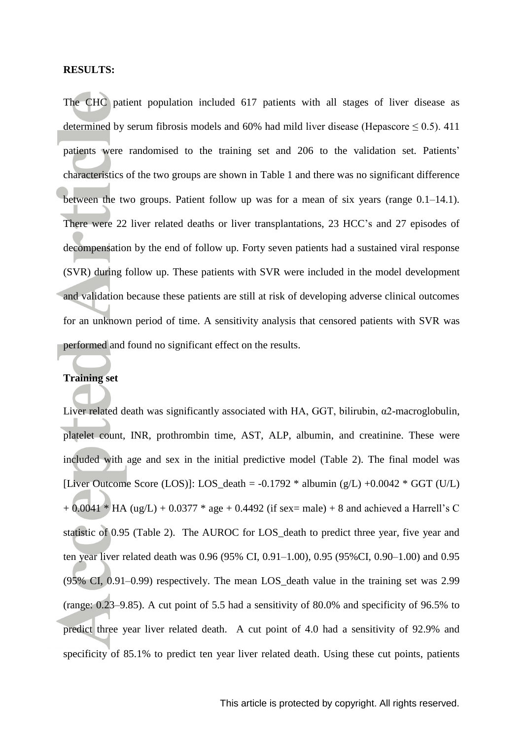**RESULTS:**

The CHC patient population included 617 patients with all stages of liver disease as determined by serum fibrosis models and 60% had mild liver disease (Hepascore $\leq 0.5$). 411 patients were randomised to the training set and 206 to the validation set. Patients' characteristics of the two groups are shown in Table 1 and there was no significant difference between the two groups. Patient follow up was for a mean of six years (range 0.1–14.1). There were 22 liver related deaths or liver transplantations, 23 HCC's and 27 episodes of decompensation by the end of follow up. Forty seven patients had a sustained viral response (SVR) during follow up. These patients with SVR were included in the model development and validation because these patients are still at risk of developing adverse clinical outcomes for an unknown period of time. A sensitivity analysis that censored patients with SVR was performed and found no significant effect on the results.

**Training set**

Liver related death was significantly associated with HA, GGT, bilirubin, α2-macroglobulin, platelet count, INR, prothrombin time, AST, ALP, albumin, and creatinine. These were included with age and sex in the initial predictive model (Table 2). The final model was [Liver Outcome Score (LOS)]: LOS_death = -0.1792 * albumin (g/L) +0.0042 * GGT (U/L) + 0.0041 * HA (ug/L) + 0.0377 * age + 0.4492 (if sex= male) + 8 and achieved a Harrell's C statistic of 0.95 (Table 2). The AUROC for LOS_death to predict three year, five year and ten year liver related death was 0.96 (95% CI, 0.91–1.00), 0.95 (95%CI, 0.90–1.00) and 0.95 (95% CI, 0.91–0.99) respectively. The mean LOS_death value in the training set was 2.99 (range: 0.23–9.85). A cut point of 5.5 had a sensitivity of 80.0% and specificity of 96.5% to predict three year liver related death. A cut point of 4.0 had a sensitivity of 92.9% and specificity of 85.1% to predict ten year liver related death. Using these cut points, patients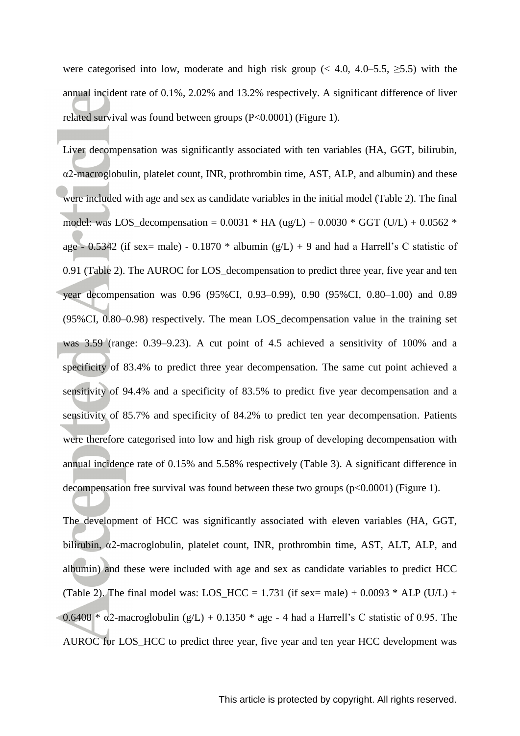were categorised into low, moderate and high risk group (< 4.0, 4.0–5.5, ≥5.5) with the annual incident rate of 0.1%, 2.02% and 13.2% respectively. A significant difference of liver related survival was found between groups ($P<0.0001$) (Figure 1).

Liver decompensation was significantly associated with ten variables (HA, GGT, bilirubin, α2-macroglobulin, platelet count, INR, prothrombin time, AST, ALP, and albumin) and these were included with age and sex as candidate variables in the initial model (Table 2). The final model: was LOS_decompensation = 0.0031 * HA (ug/L) + 0.0030 * GGT (U/L) + 0.0562 * age - 0.5342 (if sex= male) - 0.1870 * albumin (g/L) + 9 and had a Harrell's C statistic of 0.91 (Table 2). The AUROC for LOS_decompensation to predict three year, five year and ten year decompensation was 0.96 (95%CI, 0.93–0.99), 0.90 (95%CI, 0.80–1.00) and 0.89 (95%CI, 0.80–0.98) respectively. The mean LOS_decompensation value in the training set was 3.59 (range: 0.39–9.23). A cut point of 4.5 achieved a sensitivity of 100% and a specificity of 83.4% to predict three year decompensation. The same cut point achieved a sensitivity of 94.4% and a specificity of 83.5% to predict five year decompensation and a sensitivity of 85.7% and specificity of 84.2% to predict ten year decompensation. Patients were therefore categorised into low and high risk group of developing decompensation with annual incidence rate of 0.15% and 5.58% respectively (Table 3). A significant difference in decompensation free survival was found between these two groups ($p<0.0001$) (Figure 1).

The development of HCC was significantly associated with eleven variables (HA, GGT, bilirubin, α2-macroglobulin, platelet count, INR, prothrombin time, AST, ALT, ALP, and albumin) and these were included with age and sex as candidate variables to predict HCC (Table 2). The final model was: LOS_HCC = 1.731 (if sex= male) + 0.0093 * ALP (U/L) + 0.6408 * α2-macroglobulin (g/L) + 0.1350 * age - 4 had a Harrell's C statistic of 0.95. The AUROC for LOS_HCC to predict three year, five year and ten year HCC development was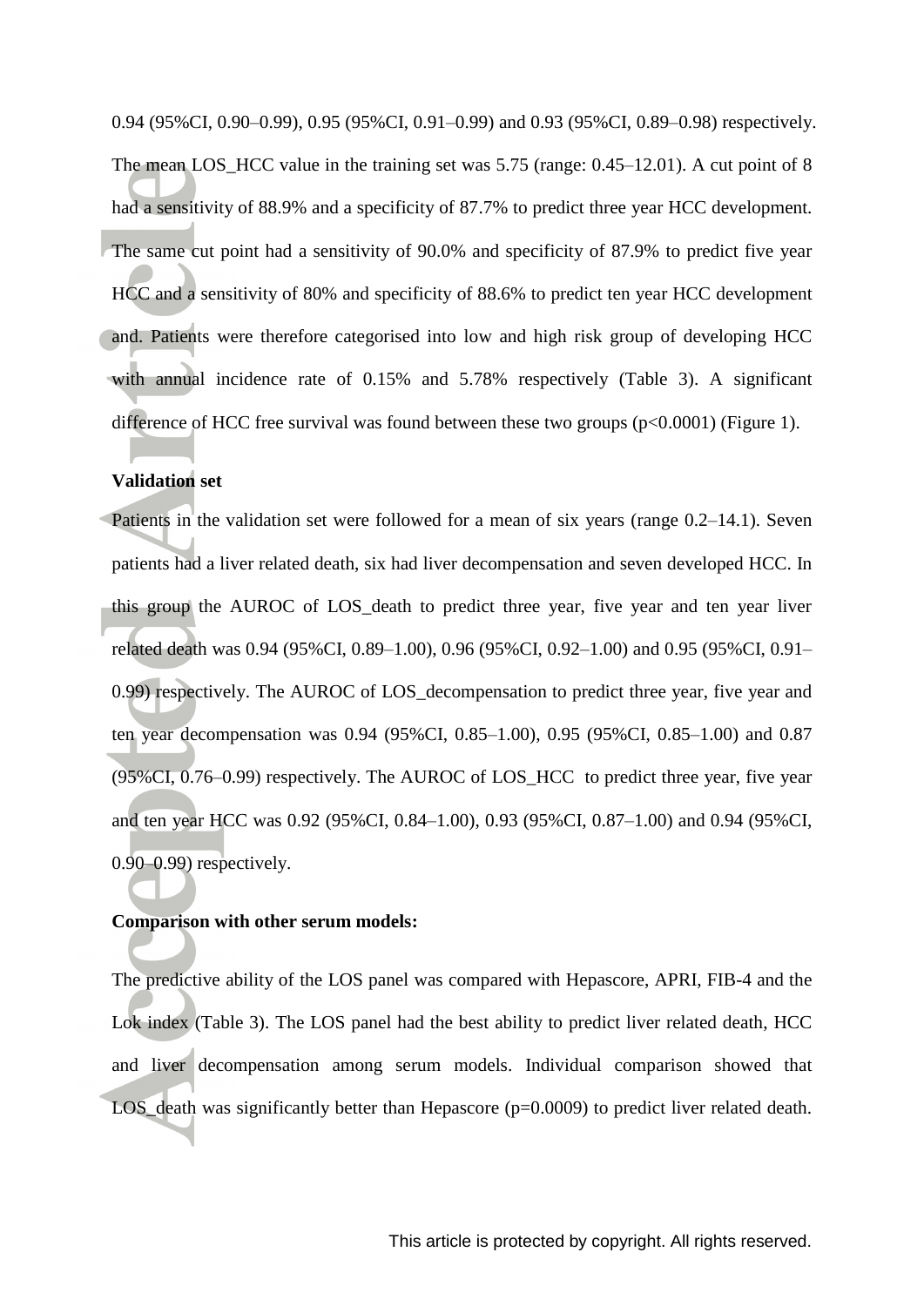0.94 (95%CI, 0.90–0.99), 0.95 (95%CI, 0.91–0.99) and 0.93 (95%CI, 0.89–0.98) respectively. The mean LOS_HCC value in the training set was 5.75 (range: 0.45–12.01). A cut point of 8 had a sensitivity of 88.9% and a specificity of 87.7% to predict three year HCC development. The same cut point had a sensitivity of 90.0% and specificity of 87.9% to predict five year HCC and a sensitivity of 80% and specificity of 88.6% to predict ten year HCC development and. Patients were therefore categorised into low and high risk group of developing HCC with annual incidence rate of 0.15% and 5.78% respectively (Table 3). A significant difference of HCC free survival was found between these two groups ($p<0.0001$) (Figure 1).

**Validation set**

Patients in the validation set were followed for a mean of six years (range 0.2–14.1). Seven patients had a liver related death, six had liver decompensation and seven developed HCC. In this group the AUROC of LOS_death to predict three year, five year and ten year liver related death was 0.94 (95%CI, 0.89–1.00), 0.96 (95%CI, 0.92–1.00) and 0.95 (95%CI, 0.91–0.99) respectively. The AUROC of LOS_decompensation to predict three year, five year and ten year decompensation was 0.94 (95%CI, 0.85–1.00), 0.95 (95%CI, 0.85–1.00) and 0.87 (95%CI, 0.76–0.99) respectively. The AUROC of LOS_HCC to predict three year, five year and ten year HCC was 0.92 (95%CI, 0.84–1.00), 0.93 (95%CI, 0.87–1.00) and 0.94 (95%CI, 0.90–0.99) respectively.

**Comparison with other serum models:**

The predictive ability of the LOS panel was compared with Hepascore, APRI, FIB-4 and the Lok index (Table 3). The LOS panel had the best ability to predict liver related death, HCC and liver decompensation among serum models. Individual comparison showed that LOS_death was significantly better than Hepascore ($p=0.0009$) to predict liver related death.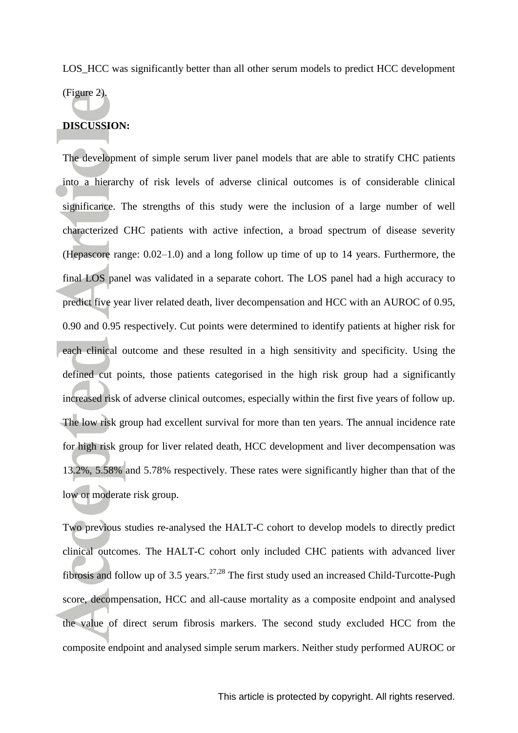LOS_HCC was significantly better than all other serum models to predict HCC development (Figure 2).

## DISCUSSION:

The development of simple serum liver panel models that are able to stratify CHC patients into a hierarchy of risk levels of adverse clinical outcomes is of considerable clinical significance. The strengths of this study were the inclusion of a large number of well characterized CHC patients with active infection, a broad spectrum of disease severity (Hepascore range: 0.02–1.0) and a long follow up time of up to 14 years. Furthermore, the final LOS panel was validated in a separate cohort. The LOS panel had a high accuracy to predict five year liver related death, liver decompensation and HCC with an AUROC of 0.95, 0.90 and 0.95 respectively. Cut points were determined to identify patients at higher risk for each clinical outcome and these resulted in a high sensitivity and specificity. Using the defined cut points, those patients categorised in the high risk group had a significantly increased risk of adverse clinical outcomes, especially within the first five years of follow up. The low risk group had excellent survival for more than ten years. The annual incidence rate for high risk group for liver related death, HCC development and liver decompensation was 13.2%, 5.58% and 5.78% respectively. These rates were significantly higher than that of the low or moderate risk group.

Two previous studies re-analysed the HALT-C cohort to develop models to directly predict clinical outcomes. The HALT-C cohort only included CHC patients with advanced liver fibrosis and follow up of 3.5 years.[27,28] The first study used an increased Child-Turcotte-Pugh score, decompensation, HCC and all-cause mortality as a composite endpoint and analysed the value of direct serum fibrosis markers. The second study excluded HCC from the composite endpoint and analysed simple serum markers. Neither study performed AUROC or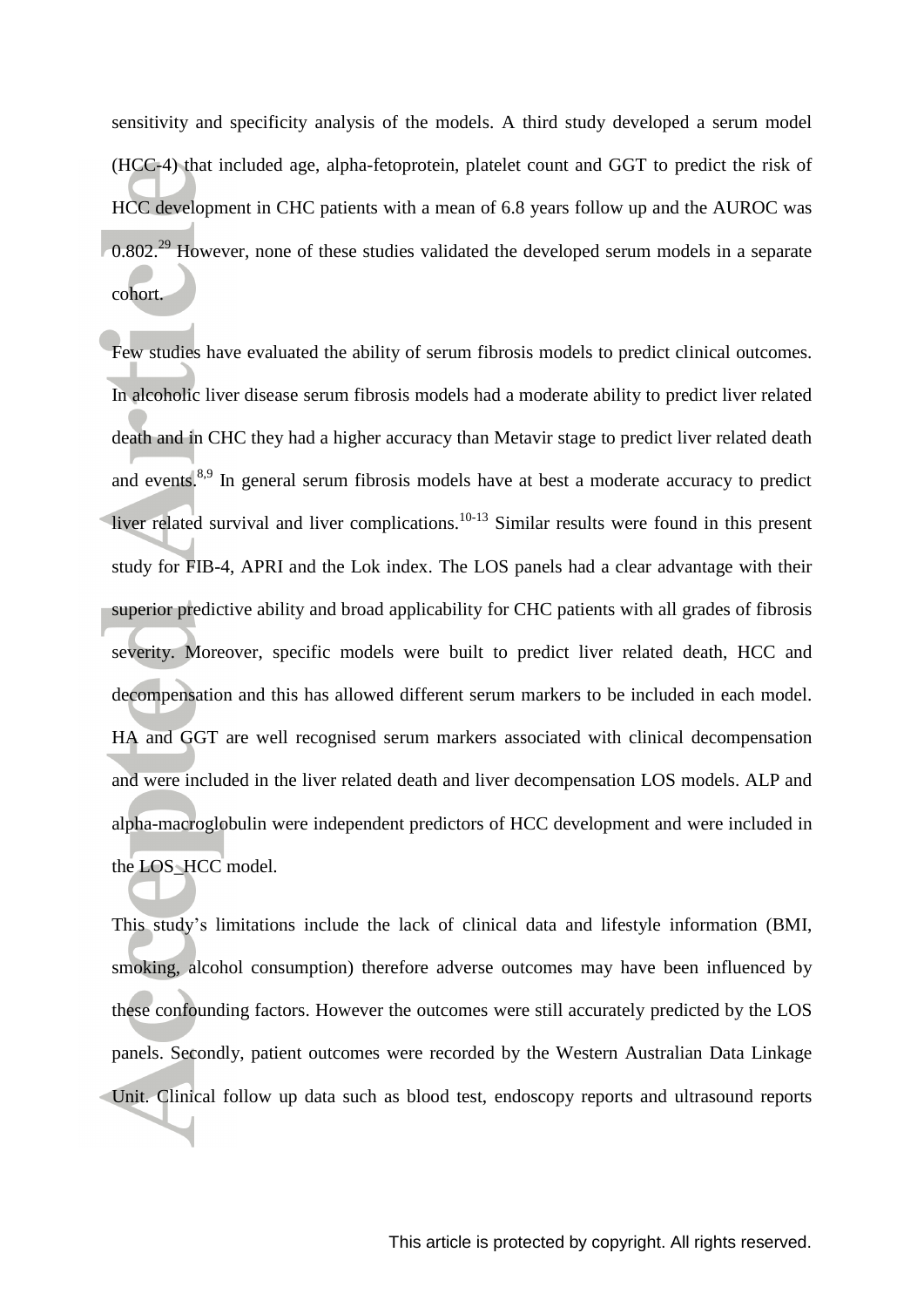sensitivity and specificity analysis of the models. A third study developed a serum model (HCC-4) that included age, alpha-fetoprotein, platelet count and GGT to predict the risk of HCC development in CHC patients with a mean of 6.8 years follow up and the AUROC was 0.802.[29] However, none of these studies validated the developed serum models in a separate cohort.

Few studies have evaluated the ability of serum fibrosis models to predict clinical outcomes. In alcoholic liver disease serum fibrosis models had a moderate ability to predict liver related death and in CHC they had a higher accuracy than Metavir stage to predict liver related death and events.[8,9] In general serum fibrosis models have at best a moderate accuracy to predict liver related survival and liver complications.[10-13] Similar results were found in this present study for FIB-4, APRI and the Lok index. The LOS panels had a clear advantage with their superior predictive ability and broad applicability for CHC patients with all grades of fibrosis severity. Moreover, specific models were built to predict liver related death, HCC and decompensation and this has allowed different serum markers to be included in each model. HA and GGT are well recognised serum markers associated with clinical decompensation and were included in the liver related death and liver decompensation LOS models. ALP and alpha-macroglobulin were independent predictors of HCC development and were included in the LOS_HCC model.

This study's limitations include the lack of clinical data and lifestyle information (BMI, smoking, alcohol consumption) therefore adverse outcomes may have been influenced by these confounding factors. However the outcomes were still accurately predicted by the LOS panels. Secondly, patient outcomes were recorded by the Western Australian Data Linkage Unit. Clinical follow up data such as blood test, endoscopy reports and ultrasound reports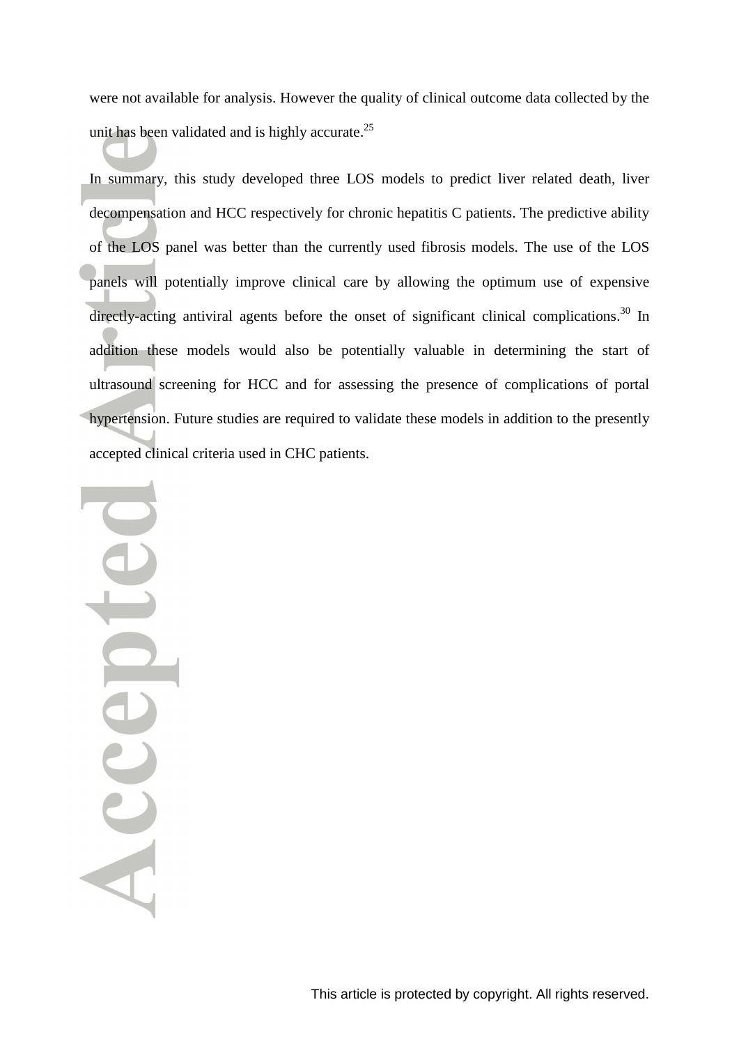were not available for analysis. However the quality of clinical outcome data collected by the unit has been validated and is highly accurate.[25]

In summary, this study developed three LOS models to predict liver related death, liver decompensation and HCC respectively for chronic hepatitis C patients. The predictive ability of the LOS panel was better than the currently used fibrosis models. The use of the LOS panels will potentially improve clinical care by allowing the optimum use of expensive directly-acting antiviral agents before the onset of significant clinical complications.[30] In addition these models would also be potentially valuable in determining the start of ultrasound screening for HCC and for assessing the presence of complications of portal hypertension. Future studies are required to validate these models in addition to the presently accepted clinical criteria used in CHC patients.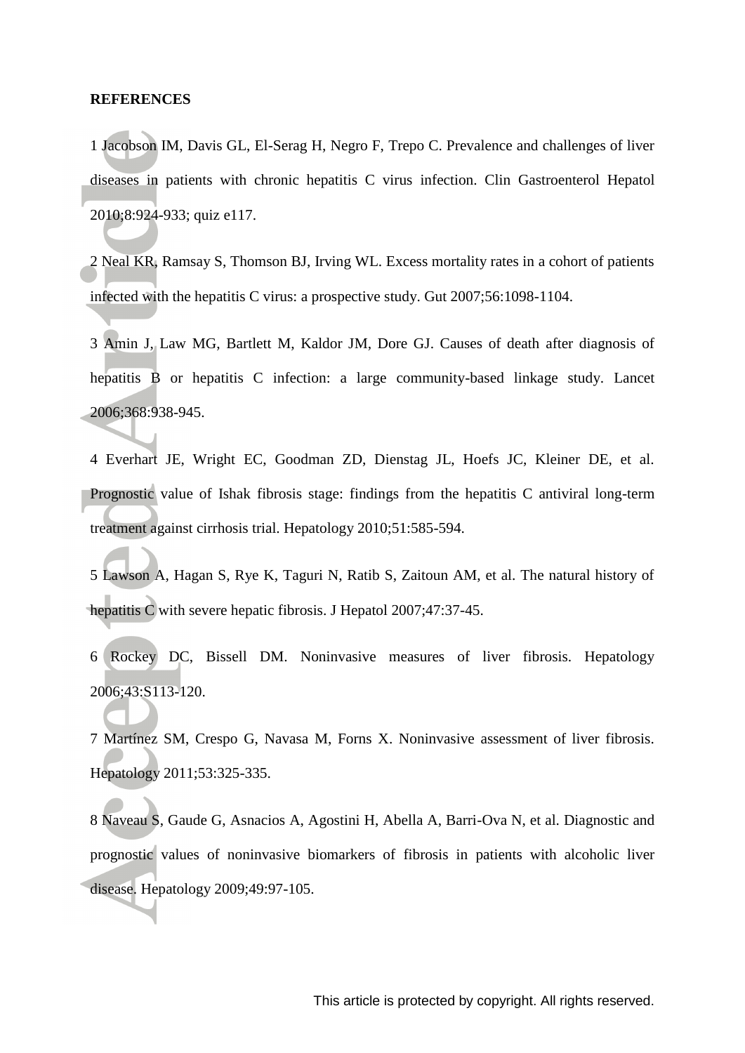**REFERENCES**

1 Jacobson IM, Davis GL, El-Serag H, Negro F, Trepo C. Prevalence and challenges of liver diseases in patients with chronic hepatitis C virus infection. Clin Gastroenterol Hepatol 2010;8:924-933; quiz e117.

2 Neal KR, Ramsay S, Thomson BJ, Irving WL. Excess mortality rates in a cohort of patients infected with the hepatitis C virus: a prospective study. Gut 2007;56:1098-1104.

3 Amin J, Law MG, Bartlett M, Kaldor JM, Dore GJ. Causes of death after diagnosis of hepatitis B or hepatitis C infection: a large community-based linkage study. Lancet 2006;368:938-945.

4 Everhart JE, Wright EC, Goodman ZD, Dienstag JL, Hoefs JC, Kleiner DE, et al. Prognostic value of Ishak fibrosis stage: findings from the hepatitis C antiviral long-term treatment against cirrhosis trial. Hepatology 2010;51:585-594.

5 Lawson A, Hagan S, Rye K, Taguri N, Ratib S, Zaitoun AM, et al. The natural history of hepatitis C with severe hepatic fibrosis. J Hepatol 2007;47:37-45.

6 Rockey DC, Bissell DM. Noninvasive measures of liver fibrosis. Hepatology 2006;43:S113-120.

7 Martínez SM, Crespo G, Navasa M, Forns X. Noninvasive assessment of liver fibrosis. Hepatology 2011;53:325-335.

8 Naveau S, Gaude G, Asnacios A, Agostini H, Abella A, Barri-Ova N, et al. Diagnostic and prognostic values of noninvasive biomarkers of fibrosis in patients with alcoholic liver disease. Hepatology 2009;49:97-105.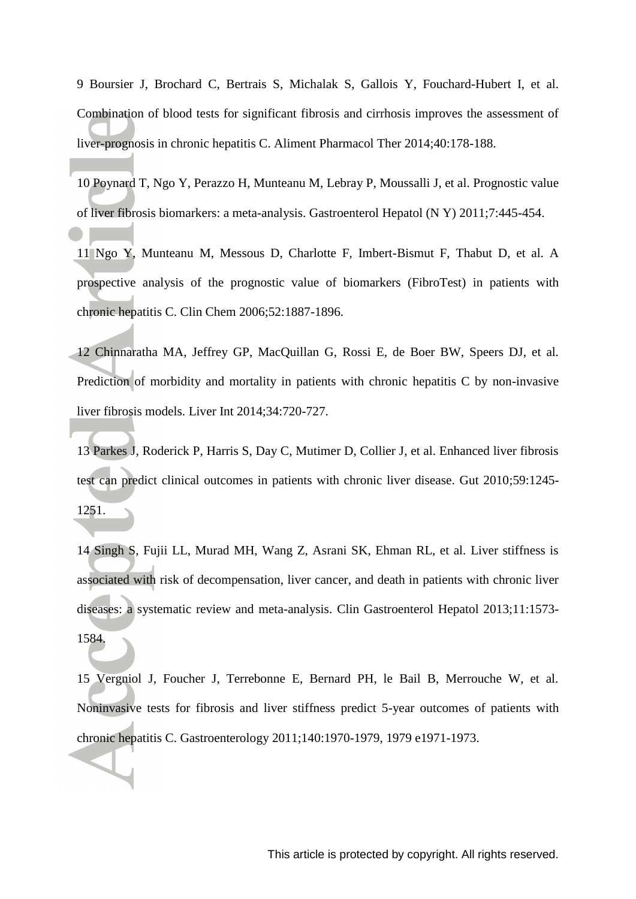9 Boursier J, Brochard C, Bertrais S, Michalak S, Gallois Y, Fouchard-Hubert I, et al. Combination of blood tests for significant fibrosis and cirrhosis improves the assessment of liver-prognosis in chronic hepatitis C. Aliment Pharmacol Ther 2014;40:178-188.

10 Poynard T, Ngo Y, Perazzo H, Munteanu M, Lebray P, Moussalli J, et al. Prognostic value of liver fibrosis biomarkers: a meta-analysis. Gastroenterol Hepatol (N Y) 2011;7:445-454.

11 Ngo Y, Munteanu M, Messous D, Charlotte F, Imbert-Bismut F, Thabut D, et al. A prospective analysis of the prognostic value of biomarkers (FibroTest) in patients with chronic hepatitis C. Clin Chem 2006;52:1887-1896.

12 Chinnaratha MA, Jeffrey GP, MacQuillan G, Rossi E, de Boer BW, Speers DJ, et al. Prediction of morbidity and mortality in patients with chronic hepatitis C by non-invasive liver fibrosis models. Liver Int 2014;34:720-727.

13 Parkes J, Roderick P, Harris S, Day C, Mutimer D, Collier J, et al. Enhanced liver fibrosis test can predict clinical outcomes in patients with chronic liver disease. Gut 2010;59:1245-1251.

14 Singh S, Fujii LL, Murad MH, Wang Z, Asrani SK, Ehman RL, et al. Liver stiffness is associated with risk of decompensation, liver cancer, and death in patients with chronic liver diseases: a systematic review and meta-analysis. Clin Gastroenterol Hepatol 2013;11:1573-1584.

15 Vergniol J, Foucher J, Terrebonne E, Bernard PH, le Bail B, Merrouche W, et al. Noninvasive tests for fibrosis and liver stiffness predict 5-year outcomes of patients with chronic hepatitis C. Gastroenterology 2011;140:1970-1979, 1979 e1971-1973.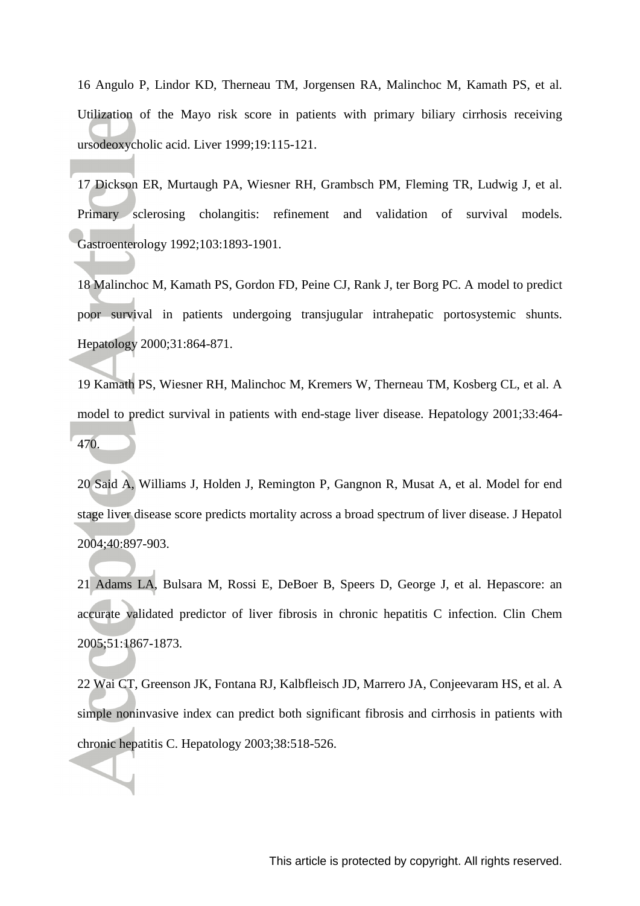16 Angulo P, Lindor KD, Therneau TM, Jorgensen RA, Malinchoc M, Kamath PS, et al. Utilization of the Mayo risk score in patients with primary biliary cirrhosis receiving ursodeoxycholic acid. Liver 1999;19:115-121.

17 Dickson ER, Murtaugh PA, Wiesner RH, Grambsch PM, Fleming TR, Ludwig J, et al. Primary sclerosing cholangitis: refinement and validation of survival models. Gastroenterology 1992;103:1893-1901.

18 Malinchoc M, Kamath PS, Gordon FD, Peine CJ, Rank J, ter Borg PC. A model to predict poor survival in patients undergoing transjugular intrahepatic portosystemic shunts. Hepatology 2000;31:864-871.

19 Kamath PS, Wiesner RH, Malinchoc M, Kremers W, Therneau TM, Kosberg CL, et al. A model to predict survival in patients with end-stage liver disease. Hepatology 2001;33:464-470.

20 Said A, Williams J, Holden J, Remington P, Gangnon R, Musat A, et al. Model for end stage liver disease score predicts mortality across a broad spectrum of liver disease. J Hepatol 2004;40:897-903.

21 Adams LA, Bulsara M, Rossi E, DeBoer B, Speers D, George J, et al. Hepascore: an accurate validated predictor of liver fibrosis in chronic hepatitis C infection. Clin Chem 2005;51:1867-1873.

22 Wai CT, Greenson JK, Fontana RJ, Kalbfleisch JD, Marrero JA, Conjeevaram HS, et al. A simple noninvasive index can predict both significant fibrosis and cirrhosis in patients with chronic hepatitis C. Hepatology 2003;38:518-526.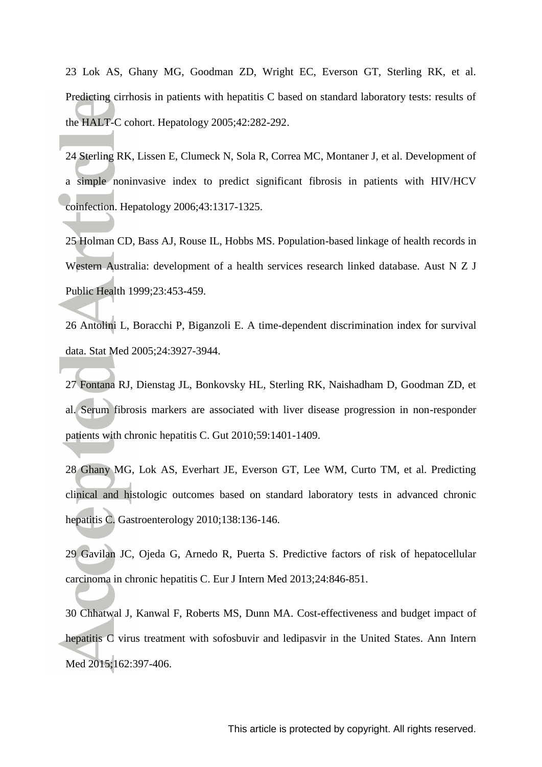23 Lok AS, Ghany MG, Goodman ZD, Wright EC, Everson GT, Sterling RK, et al. Predicting cirrhosis in patients with hepatitis C based on standard laboratory tests: results of the HALT-C cohort. Hepatology 2005;42:282-292.

24 Sterling RK, Lissen E, Clumeck N, Sola R, Correa MC, Montaner J, et al. Development of a simple noninvasive index to predict significant fibrosis in patients with HIV/HCV coinfection. Hepatology 2006;43:1317-1325.

25 Holman CD, Bass AJ, Rouse IL, Hobbs MS. Population-based linkage of health records in Western Australia: development of a health services research linked database. Aust N Z J Public Health 1999;23:453-459.

26 Antolini L, Boracchi P, Biganzoli E. A time-dependent discrimination index for survival data. Stat Med 2005;24:3927-3944.

27 Fontana RJ, Dienstag JL, Bonkovsky HL, Sterling RK, Naishadham D, Goodman ZD, et al. Serum fibrosis markers are associated with liver disease progression in non-responder patients with chronic hepatitis C. Gut 2010;59:1401-1409.

28 Ghany MG, Lok AS, Everhart JE, Everson GT, Lee WM, Curto TM, et al. Predicting clinical and histologic outcomes based on standard laboratory tests in advanced chronic hepatitis C. Gastroenterology 2010;138:136-146.

29 Gavilan JC, Ojeda G, Arnedo R, Puerta S. Predictive factors of risk of hepatocellular carcinoma in chronic hepatitis C. Eur J Intern Med 2013;24:846-851.

30 Chhatwal J, Kanwal F, Roberts MS, Dunn MA. Cost-effectiveness and budget impact of hepatitis C virus treatment with sofosbuvir and ledipasvir in the United States. Ann Intern Med 2015;162:397-406.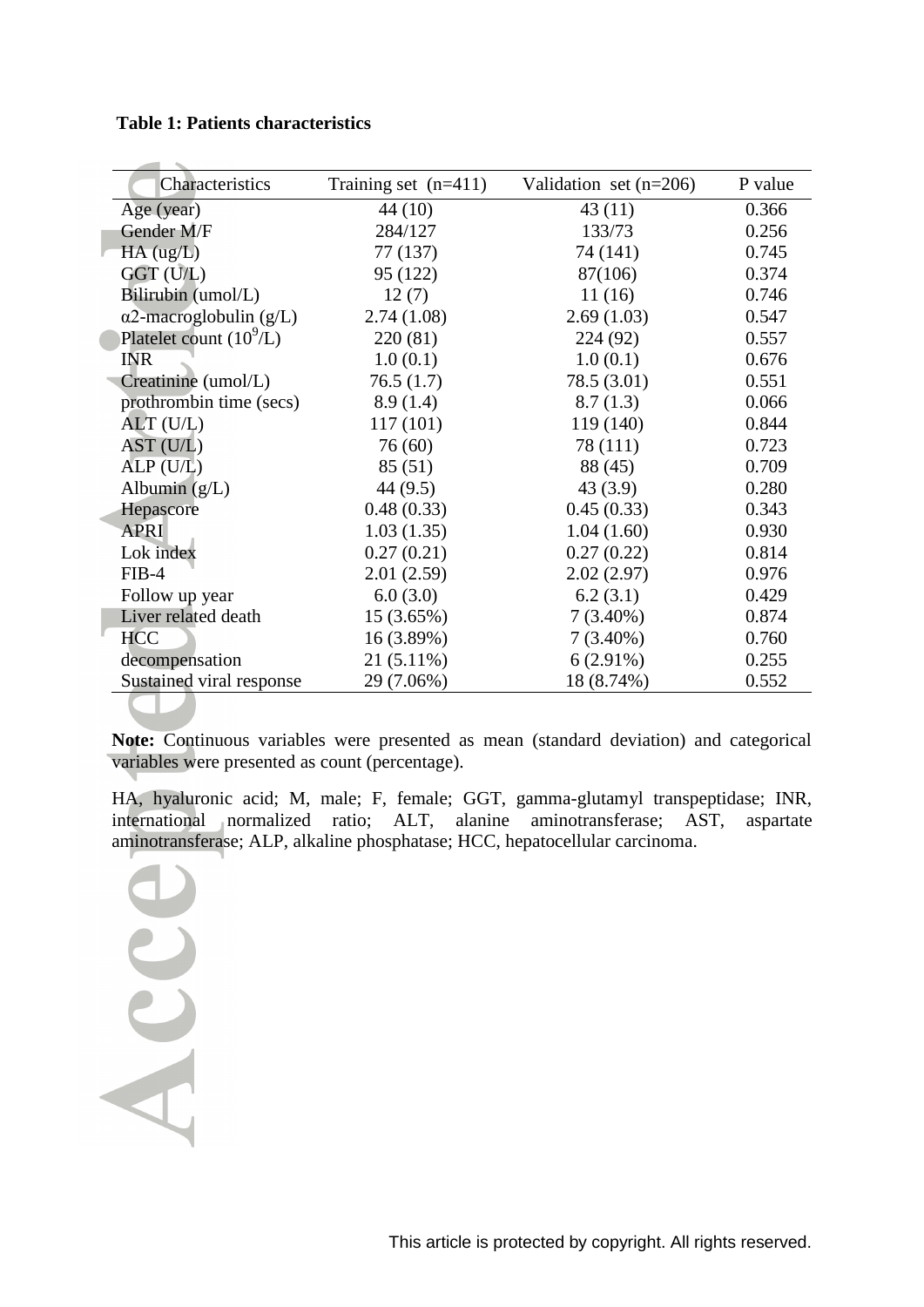**Table 1: Patients characteristics**

| Characteristics | Training set (n=411) | Validation set (n=206) | P value |
|---|---|---|---|
| Age (year) | 44 (10) | 43 (11) | 0.366 |
| Gender M/F | 284/127 | 133/73 | 0.256 |
| HA (ug/L) | 77 (137) | 74 (141) | 0.745 |
| GGT (U/L) | 95 (122) | 87(106) | 0.374 |
| Bilirubin (umol/L) | 12 (7) | 11 (16) | 0.746 |
| α2-macroglobulin (g/L) | 2.74 (1.08) | 2.69 (1.03) | 0.547 |
| Platelet count ($10^9$/L) | 220 (81) | 224 (92) | 0.557 |
| INR | 1.0 (0.1) | 1.0 (0.1) | 0.676 |
| Creatinine (umol/L) | 76.5 (1.7) | 78.5 (3.01) | 0.551 |
| prothrombin time (secs) | 8.9 (1.4) | 8.7 (1.3) | 0.066 |
| ALT (U/L) | 117 (101) | 119 (140) | 0.844 |
| AST (U/L) | 76 (60) | 78 (111) | 0.723 |
| ALP (U/L) | 85 (51) | 88 (45) | 0.709 |
| Albumin (g/L) | 44 (9.5) | 43 (3.9) | 0.280 |
| Hepascore | 0.48 (0.33) | 0.45 (0.33) | 0.343 |
| APRI | 1.03 (1.35) | 1.04 (1.60) | 0.930 |
| Lok index | 0.27 (0.21) | 0.27 (0.22) | 0.814 |
| FIB-4 | 2.01 (2.59) | 2.02 (2.97) | 0.976 |
| Follow up year | 6.0 (3.0) | 6.2 (3.1) | 0.429 |
| Liver related death | 15 (3.65%) | 7 (3.40%) | 0.874 |
| HCC | 16 (3.89%) | 7 (3.40%) | 0.760 |
| decompensation | 21 (5.11%) | 6 (2.91%) | 0.255 |
| Sustained viral response | 29 (7.06%) | 18 (8.74%) | 0.552 |

**Note:** Continuous variables were presented as mean (standard deviation) and categorical variables were presented as count (percentage).

HA, hyaluronic acid; M, male; F, female; GGT, gamma-glutamyl transpeptidase; INR, international normalized ratio; ALT, alanine aminotransferase; AST, aspartate aminotransferase; ALP, alkaline phosphatase; HCC, hepatocellular carcinoma.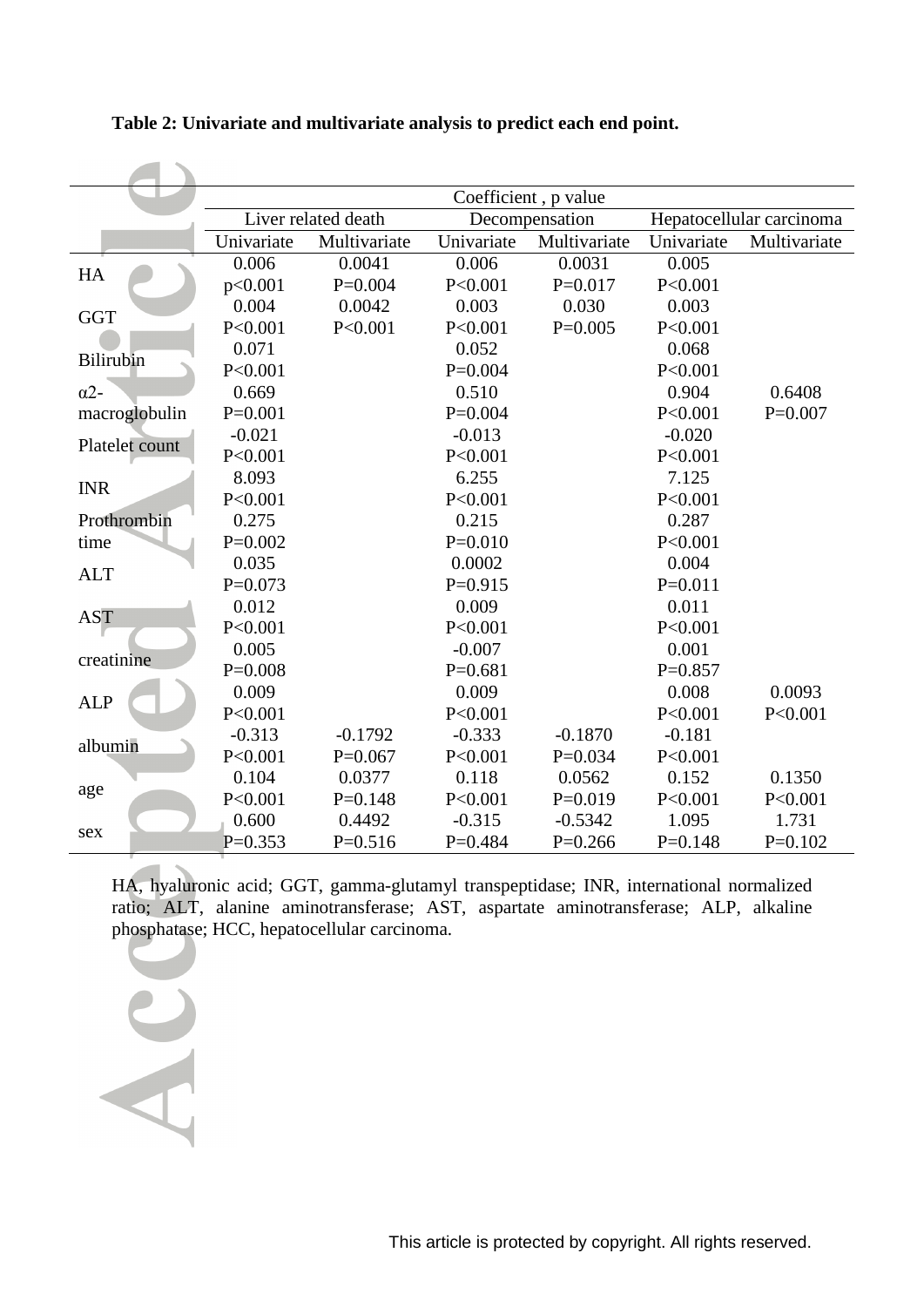**Table 2: Univariate and multivariate analysis to predict each end point.**

| | Coefficient , p value | | | | | |
|---|---|---|---|---|---|---|
| | Liver related death | | Decompensation | | Hepatocellular carcinoma | |
| | Univariate | Multivariate | Univariate | Multivariate | Univariate | Multivariate |
| HA | 0.006<br>p<0.001 | 0.0041<br>P=0.004 | 0.006<br>P<0.001 | 0.0031<br>P=0.017 | 0.005<br>P<0.001 | |
| GGT | 0.004<br>P<0.001 | 0.0042<br>P<0.001 | 0.003<br>P<0.001 | 0.030<br>P=0.005 | 0.003<br>P<0.001 | |
| Bilirubin | 0.071<br>P<0.001 | | 0.052<br>P=0.004 | | 0.068<br>P<0.001 | |
| α2-macroglobulin | 0.669<br>P=0.001 | | 0.510<br>P=0.004 | | 0.904<br>P<0.001 | 0.6408<br>P=0.007 |
| Platelet count | -0.021<br>P<0.001 | | -0.013<br>P<0.001 | | -0.020<br>P<0.001 | |
| INR | 8.093<br>P<0.001 | | 6.255<br>P<0.001 | | 7.125<br>P<0.001 | |
| Prothrombin time | 0.275<br>P=0.002 | | 0.215<br>P=0.010 | | 0.287<br>P<0.001 | |
| ALT | 0.035<br>P=0.073 | | 0.0002<br>P=0.915 | | 0.004<br>P=0.011 | |
| AST | 0.012<br>P<0.001 | | 0.009<br>P<0.001 | | 0.011<br>P<0.001 | |
| creatinine | 0.005<br>P=0.008 | | -0.007<br>P=0.681 | | 0.001<br>P=0.857 | |
| ALP | 0.009<br>P<0.001 | | 0.009<br>P<0.001 | | 0.008<br>P<0.001 | 0.0093<br>P<0.001 |
| albumin | -0.313<br>P<0.001 | -0.1792<br>P=0.067 | -0.333<br>P<0.001 | -0.1870<br>P=0.034 | -0.181<br>P<0.001 | |
| age | 0.104<br>P<0.001 | 0.0377<br>P=0.148 | 0.118<br>P<0.001 | 0.0562<br>P=0.019 | 0.152<br>P<0.001 | 0.1350<br>P<0.001 |
| sex | 0.600<br>P=0.353 | 0.4492<br>P=0.516 | -0.315<br>P=0.484 | -0.5342<br>P=0.266 | 1.095<br>P=0.148 | 1.731<br>P=0.102 |

HA, hyaluronic acid; GGT, gamma-glutamyl transpeptidase; INR, international normalized ratio; ALT, alanine aminotransferase; AST, aspartate aminotransferase; ALP, alkaline phosphatase; HCC, hepatocellular carcinoma.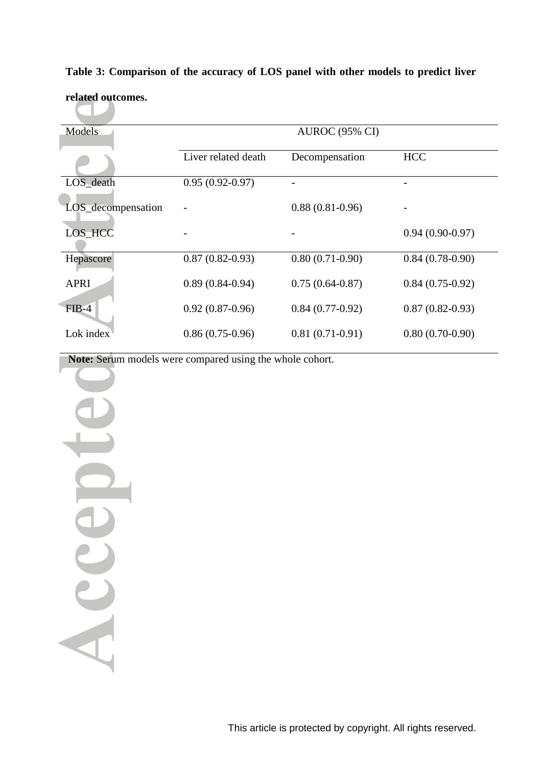**Table 3: Comparison of the accuracy of LOS panel with other models to predict liver related outcomes.**

| Models | AUROC (95% CI) | | |
|---|---|---|---|
| | Liver related death | Decompensation | HCC |
| LOS_death | 0.95 (0.92-0.97) | - | - |
| LOS_decompensation | - | 0.88 (0.81-0.96) | - |
| LOS_HCC | - | - | 0.94 (0.90-0.97) |
| Hepascore | 0.87 (0.82-0.93) | 0.80 (0.71-0.90) | 0.84 (0.78-0.90) |
| APRI | 0.89 (0.84-0.94) | 0.75 (0.64-0.87) | 0.84 (0.75-0.92) |
| FIB-4 | 0.92 (0.87-0.96) | 0.84 (0.77-0.92) | 0.87 (0.82-0.93) |
| Lok index | 0.86 (0.75-0.96) | 0.81 (0.71-0.91) | 0.80 (0.70-0.90) |

**Note:** Serum models were compared using the whole cohort.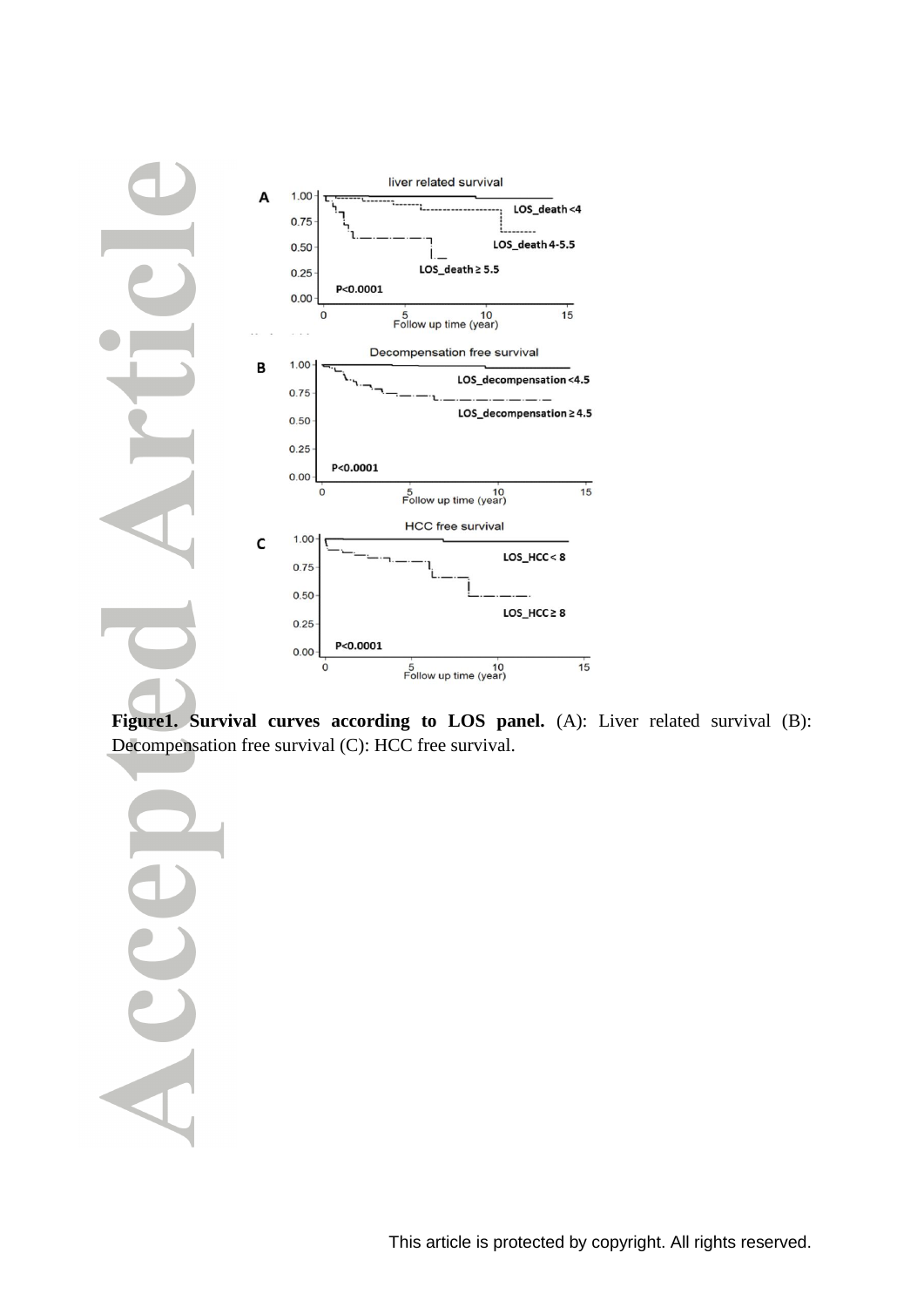**Figure1. Survival curves according to LOS panel.** (A): Liver related survival (B): Decompensation free survival (C): HCC free survival.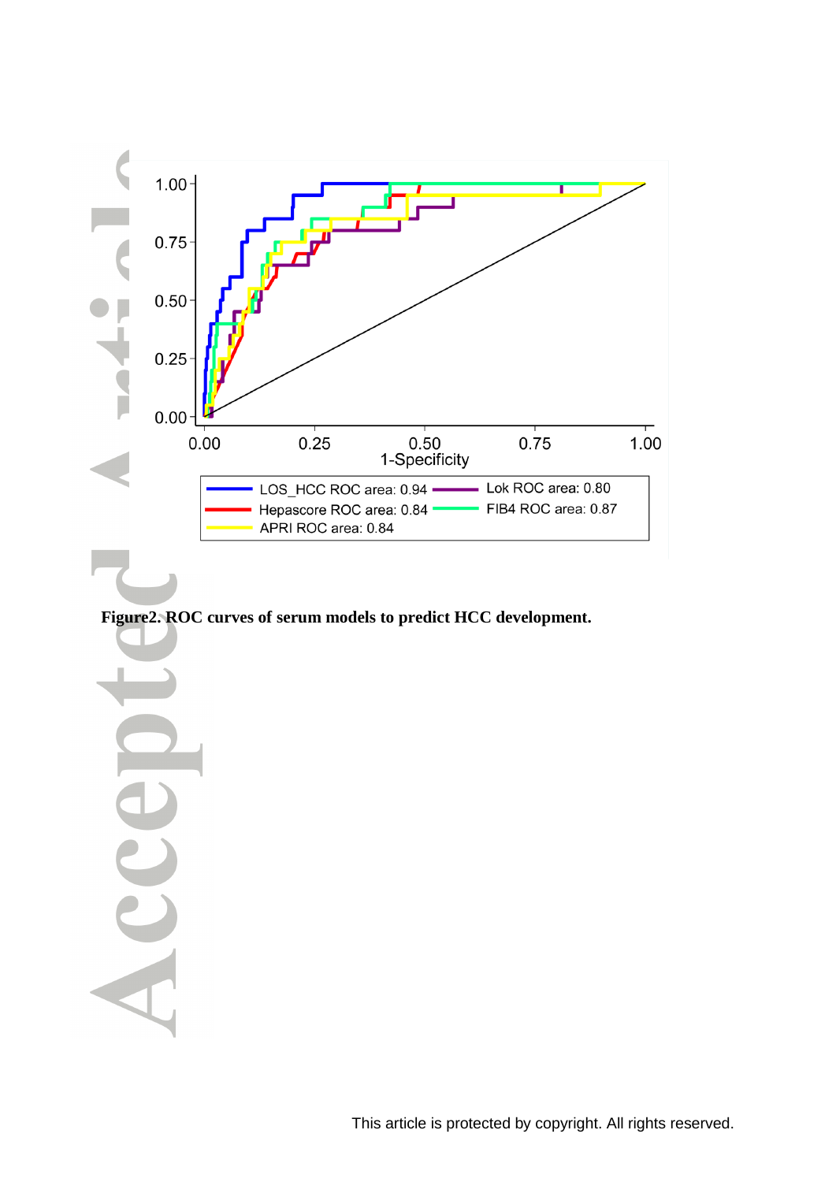1.00
0.75
0.50
0.25
0.00

0.00
0.25
0.50
0.75
1.00

1-Specificity

LOS_HCC ROC area: 0.94
Lok ROC area: 0.80
Hepascore ROC area: 0.84
FIB4 ROC area: 0.87
APRI ROC area: 0.84

**Figure2. ROC curves of serum models to predict HCC development.**